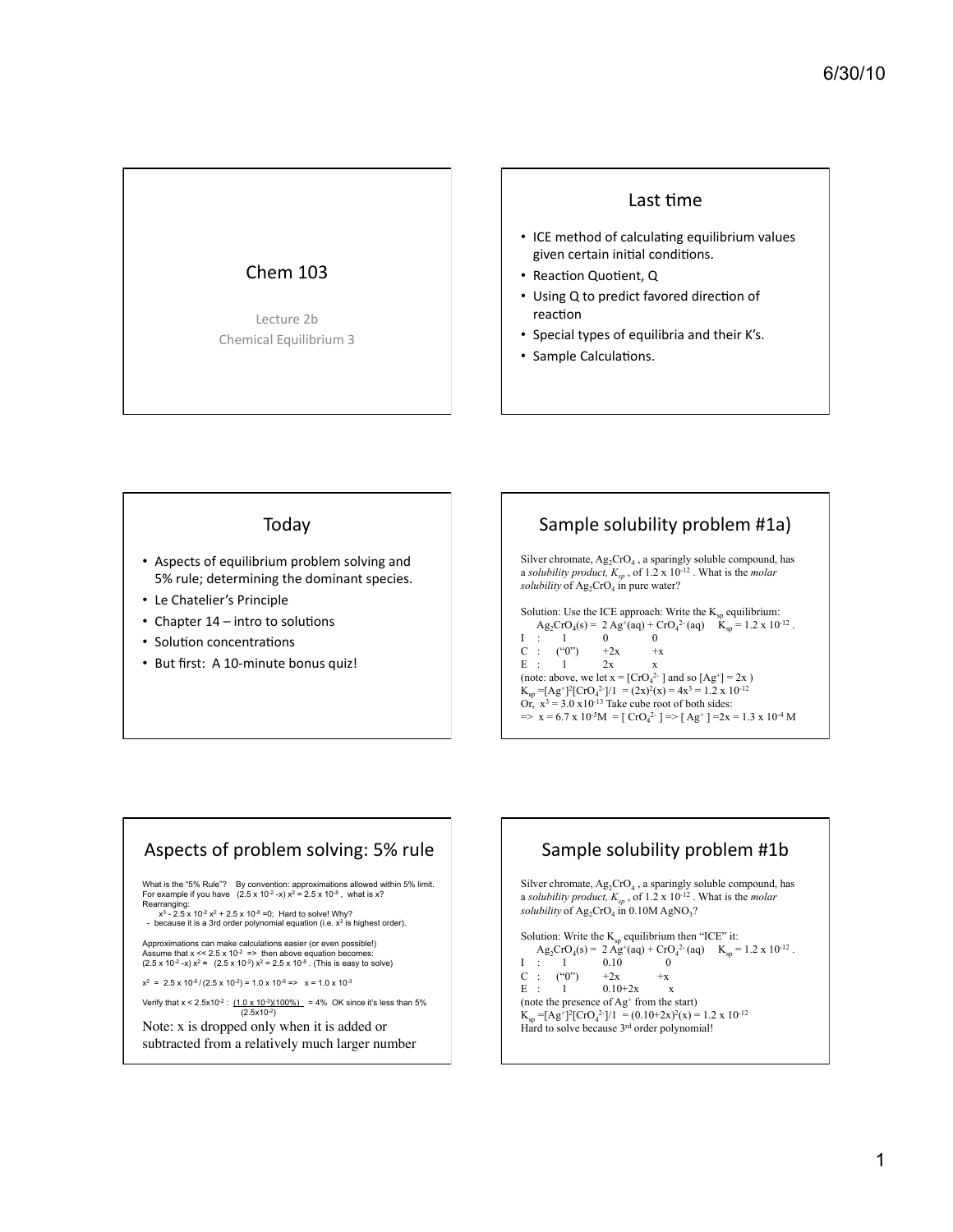## Chem 103

Lecture 2b

Chemical Equilibrium 3

## Last time

- ICE method of calculating equilibrium values given certain initial conditions.
- Reaction Quotient, Q
- Using Q to predict favored direction of reaction
- Special types of equilibria and their K's.
- Sample Calculations.

## Today

- Aspects of equilibrium problem solving and 5% rule; determining the dominant species.
- Le Chatelier's Principle
- Chapter 14 – intro to solutions
- Solution concentrations
- But first: A 10-minute bonus quiz!

## Sample solubility problem #1a)

Silver chromate, $Ag_2CrO_4$, a sparingly soluble compound, has a *solubility product, $K_{sp}$*, of $1.2 \times 10^{-12}$. What is the *molar solubility* of $Ag_2CrO_4$ in pure water?

Solution: Use the ICE approach: Write the $K_{sp}$ equilibrium:

$Ag_2CrO_4(s) = 2\,Ag^+(aq) + CrO_4^{2-}(aq) \quad K_{sp} = 1.2 \times 10^{-12}$.

| | $Ag_2CrO_4(s)$ | $Ag^+(aq)$ | $CrO_4^{2-}(aq)$ |
|---|---|---|---|
| I : | 1 | 0 | 0 |
| C : | ("0") | +2x | +x |
| E : | 1 | 2x | x |

(note: above, we let $x = [CrO_4^{2-}]$ and so $[Ag^+] = 2x$)

$K_{sp} = [Ag^+]^2[CrO_4^{2-}]/1 = (2x)^2(x) = 4x^3 = 1.2 \times 10^{-12}$

Or, $x^3 = 3.0 \times 10^{-13}$ Take cube root of both sides:

$\Rightarrow x = 6.7 \times 10^{-5}M = [CrO_4^{2-}] \Rightarrow [Ag^+] = 2x = 1.3 \times 10^{-4}$ M

## Aspects of problem solving: 5% rule

What is the "5% Rule"? By convention: approximations allowed within 5% limit.
For example if you have $(2.5 \times 10^{-2} - x)\,x^2 = 2.5 \times 10^{-8}$, what is x?
Rearranging:

$x^3 - 2.5 \times 10^{-2}\,x^2 + 2.5 \times 10^{-8} = 0$; Hard to solve! Why?

- because it is a 3rd order polynomial equation (i.e. $x^3$ is highest order).

Approximations can make calculations easier (or even possible!)
Assume that $x \ll 2.5 \times 10^{-2} \Rightarrow$ then above equation becomes:
$(2.5 \times 10^{-2} - x)\,x^2 \approx (2.5 \times 10^{-2})\,x^2 = 2.5 \times 10^{-8}$. (This is easy to solve)

$x^2 = 2.5 \times 10^{-8} / (2.5 \times 10^{-2}) = 1.0 \times 10^{-6} \Rightarrow x = 1.0 \times 10^{-3}$

Verify that $x < 2.5 \times 10^{-2}$ : $\dfrac{(1.0 \times 10^{-3})(100\%)}{(2.5 \times 10^{-2})} = 4\%$ OK since it's less than 5%

Note: x is dropped only when it is added or subtracted from a relatively much larger number

## Sample solubility problem #1b

Silver chromate, $Ag_2CrO_4$, a sparingly soluble compound, has a *solubility product, $K_{sp}$*, of $1.2 \times 10^{-12}$. What is the *molar solubility* of $Ag_2CrO_4$ in 0.10M $AgNO_3$?

Solution: Write the $K_{sp}$ equilibrium then "ICE" it:

$Ag_2CrO_4(s) = 2\,Ag^+(aq) + CrO_4^{2-}(aq) \quad K_{sp} = 1.2 \times 10^{-12}$.

| | $Ag_2CrO_4(s)$ | $Ag^+(aq)$ | $CrO_4^{2-}(aq)$ |
|---|---|---|---|
| I : | 1 | 0.10 | 0 |
| C : | ("0") | +2x | +x |
| E : | 1 | 0.10+2x | x |

(note the presence of $Ag^+$ from the start)

$K_{sp} = [Ag^+]^2[CrO_4^{2-}]/1 = (0.10+2x)^2(x) = 1.2 \times 10^{-12}$

Hard to solve because 3rd order polynomial!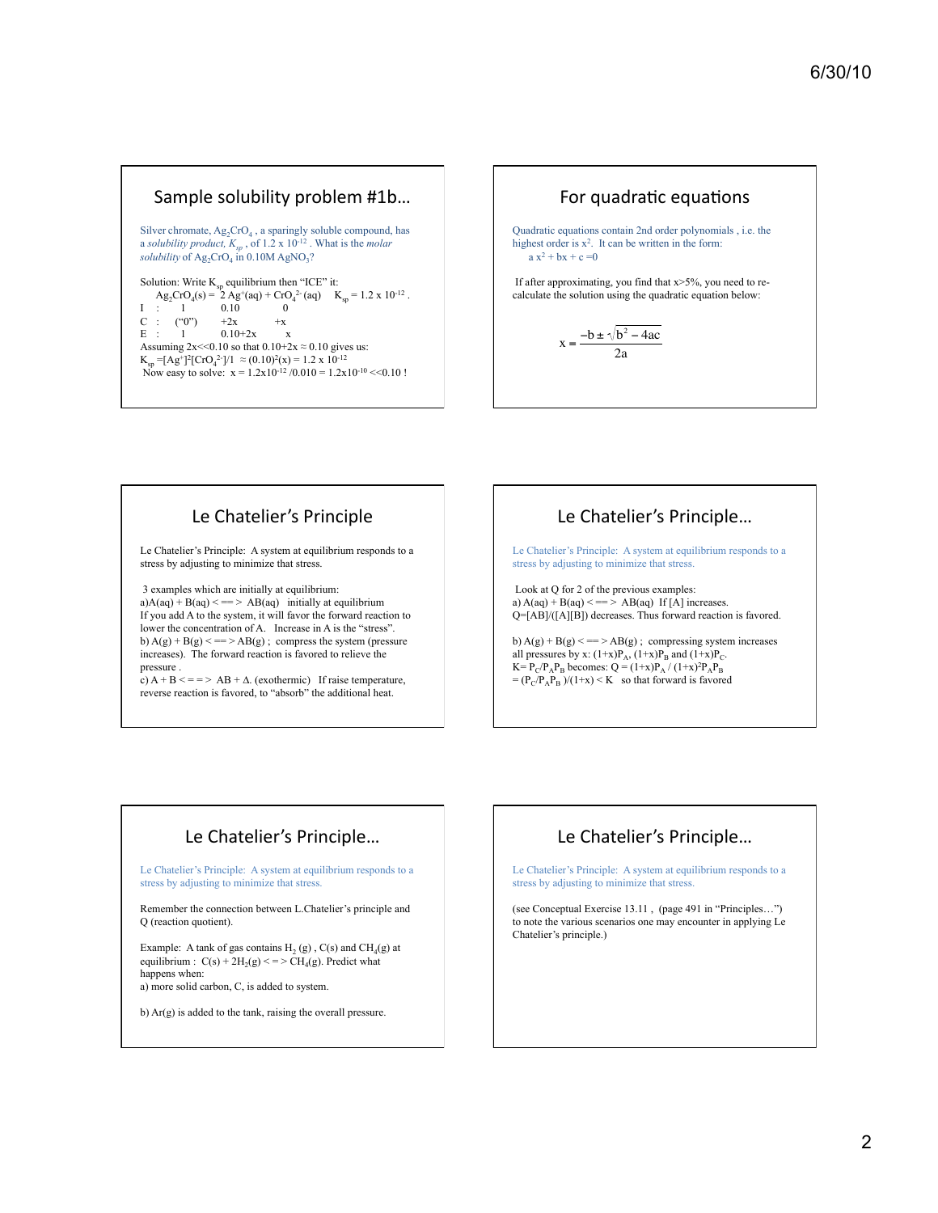## Sample solubility problem #1b…

Silver chromate, $Ag_2CrO_4$ , a sparingly soluble compound, has a *solubility product, $K_{sp}$* , of $1.2 \times 10^{-12}$ . What is the *molar solubility* of $Ag_2CrO_4$ in 0.10M $AgNO_3$?

Solution: Write $K_{sp}$ equilibrium then "ICE" it:

$Ag_2CrO_4(s) = 2\,Ag^+(aq) + CrO_4^{2-}(aq)$ $\quad K_{sp} = 1.2 \times 10^{-12}$ .

| | $Ag_2CrO_4(s)$ | $Ag^+$ | $CrO_4^{2-}$ |
|---|---|---|---|
| I : | 1 | 0.10 | 0 |
| C : | ("0") | +2x | +x |
| E : | 1 | 0.10+2x | x |

Assuming $2x \ll 0.10$ so that $0.10+2x \approx 0.10$ gives us:

$K_{sp} = [Ag^+]^2[CrO_4^{2-}]/1 \approx (0.10)^2(x) = 1.2 \times 10^{-12}$

Now easy to solve: $x = 1.2 \times 10^{-12} / 0.010 = 1.2 \times 10^{-10} \ll 0.10$ !

## For quadratic equations

Quadratic equations contain 2nd order polynomials , i.e. the highest order is $x^2$. It can be written in the form:

$a x^2 + bx + c = 0$

If after approximating, you find that x>5%, you need to re-calculate the solution using the quadratic equation below:

$$x = \frac{-b \pm \sqrt{b^2 - 4ac}}{2a}$$

## Le Chatelier's Principle

Le Chatelier's Principle: A system at equilibrium responds to a stress by adjusting to minimize that stress.

3 examples which are initially at equilibrium:

a) $A(aq) + B(aq) <==> AB(aq)$ initially at equilibrium
If you add A to the system, it will favor the forward reaction to lower the concentration of A. Increase in A is the "stress".

b) $A(g) + B(g) <==> AB(g)$ ; compress the system (pressure increases). The forward reaction is favored to relieve the pressure .

c) $A + B <==> AB + \Delta$. (exothermic) If raise temperature, reverse reaction is favored, to "absorb" the additional heat.

## Le Chatelier's Principle…

Le Chatelier's Principle: A system at equilibrium responds to a stress by adjusting to minimize that stress.

Look at Q for 2 of the previous examples:

a) $A(aq) + B(aq) <==> AB(aq)$ If [A] increases. $Q=[AB]/([A][B])$ decreases. Thus forward reaction is favored.

b) $A(g) + B(g) <==> AB(g)$ ; compressing system increases all pressures by x: $(1+x)P_A$, $(1+x)P_B$ and $(1+x)P_C$.
$K= P_C/P_AP_B$ becomes: $Q = (1+x)P_A / (1+x)^2P_AP_B$
$= (P_C/P_AP_B)/(1+x) < K$ so that forward is favored

## Le Chatelier's Principle…

Le Chatelier's Principle: A system at equilibrium responds to a stress by adjusting to minimize that stress.

Remember the connection between L.Chatelier's principle and Q (reaction quotient).

Example: A tank of gas contains $H_2(g)$ , $C(s)$ and $CH_4(g)$ at equilibrium : $C(s) + 2H_2(g) <=> CH_4(g)$. Predict what happens when:

a) more solid carbon, C, is added to system.

b) Ar(g) is added to the tank, raising the overall pressure.

## Le Chatelier's Principle…

Le Chatelier's Principle: A system at equilibrium responds to a stress by adjusting to minimize that stress.

(see Conceptual Exercise 13.11 , (page 491 in "Principles…") to note the various scenarios one may encounter in applying Le Chatelier's principle.)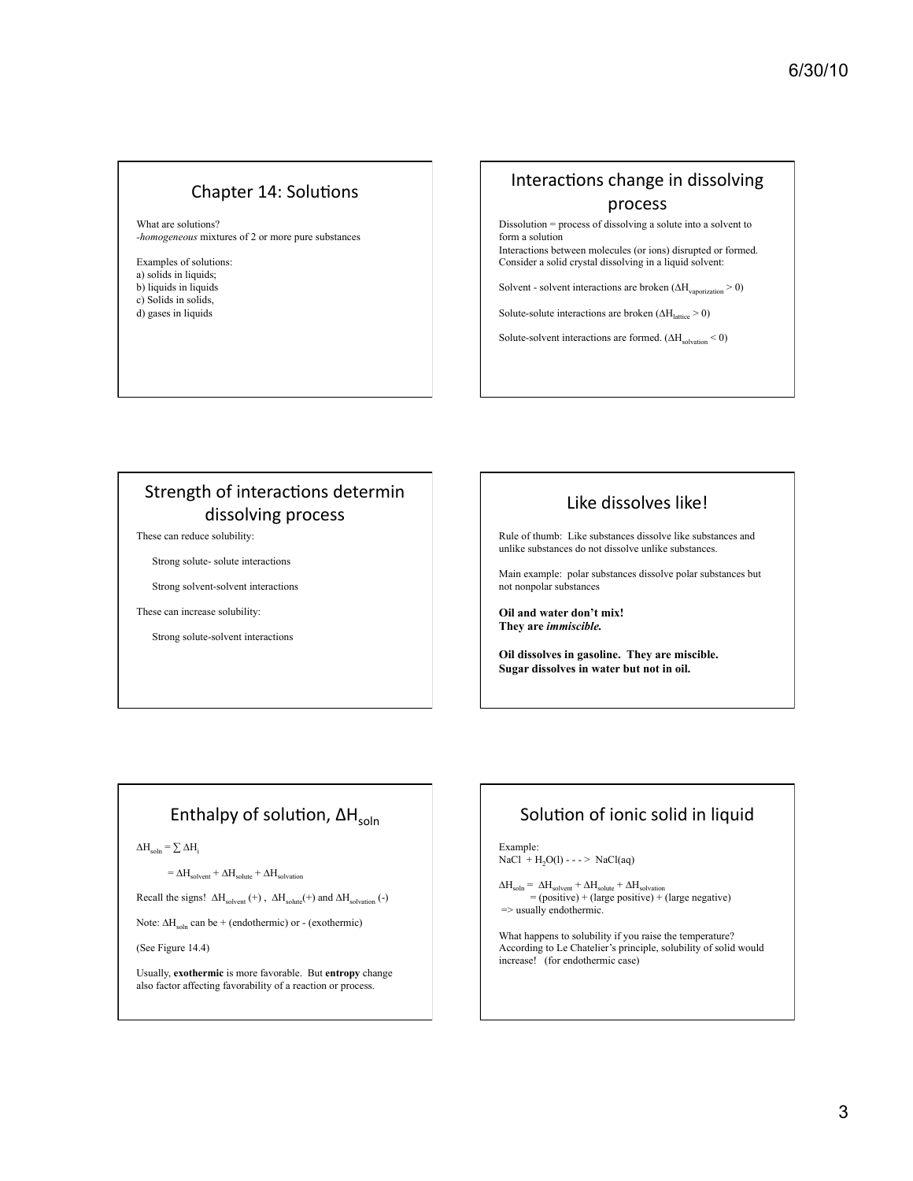## Chapter 14: Solutions

What are solutions?
-*homogeneous* mixtures of 2 or more pure substances

Examples of solutions:
a) solids in liquids;
b) liquids in liquids
c) Solids in solids,
d) gases in liquids

## Interactions change in dissolving process

Dissolution = process of dissolving a solute into a solvent to form a solution
Interactions between molecules (or ions) disrupted or formed.
Consider a solid crystal dissolving in a liquid solvent:

Solvent - solvent interactions are broken ($\Delta H_{vaporization} > 0$)

Solute-solute interactions are broken ($\Delta H_{lattice} > 0$)

Solute-solvent interactions are formed. ($\Delta H_{solvation} < 0$)

## Strength of interactions determin dissolving process

These can reduce solubility:

Strong solute- solute interactions

Strong solvent-solvent interactions

These can increase solubility:

Strong solute-solvent interactions

## Like dissolves like!

Rule of thumb: Like substances dissolve like substances and unlike substances do not dissolve unlike substances.

Main example: polar substances dissolve polar substances but not nonpolar substances

**Oil and water don't mix!**
**They are *immiscible.***

**Oil dissolves in gasoline. They are miscible.**
**Sugar dissolves in water but not in oil.**

## Enthalpy of solution, $\Delta H_{soln}$

$\Delta H_{soln} = \sum \Delta H_i$

$= \Delta H_{solvent} + \Delta H_{solute} + \Delta H_{solvation}$

Recall the signs! $\Delta H_{solvent}$ (+) , $\Delta H_{solute}$(+) and $\Delta H_{solvation}$ (-)

Note: $\Delta H_{soln}$ can be + (endothermic) or - (exothermic)

(See Figure 14.4)

Usually, **exothermic** is more favorable. But **entropy** change also factor affecting favorability of a reaction or process.

## Solution of ionic solid in liquid

Example:
$NaCl + H_2O(l)$ - - - > $NaCl(aq)$

$\Delta H_{soln} = \Delta H_{solvent} + \Delta H_{solute} + \Delta H_{solvation}$
= (positive) + (large positive) + (large negative)
=> usually endothermic.

What happens to solubility if you raise the temperature?
According to Le Chatelier's principle, solubility of solid would increase! (for endothermic case)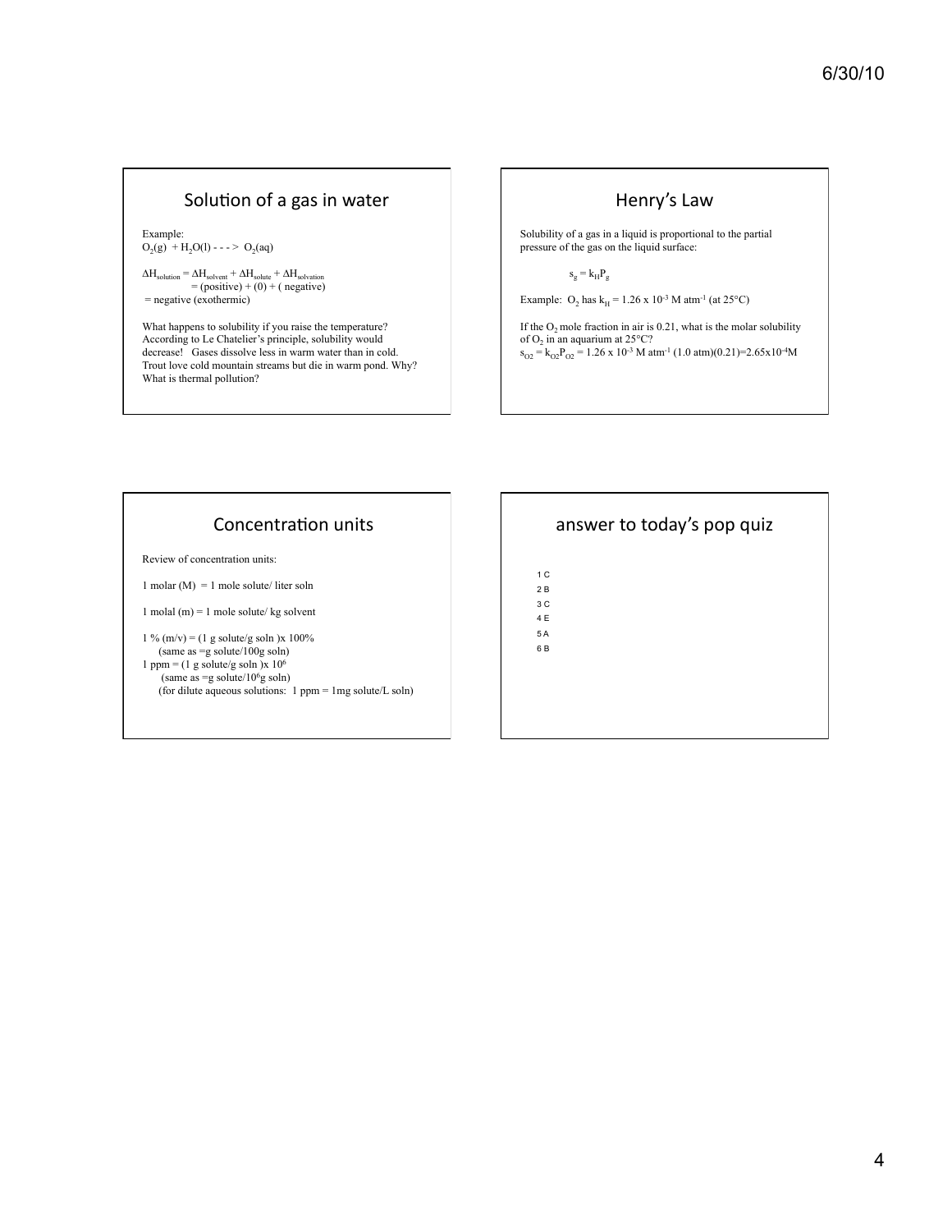## Solution of a gas in water

Example:
$O_2(g) + H_2O(l) \text{ - - - > } O_2(aq)$

$\Delta H_{solution} = \Delta H_{solvent} + \Delta H_{solute} + \Delta H_{solvation}$
$= (\text{positive}) + (0) + (\text{negative})$
$= \text{negative (exothermic)}$

What happens to solubility if you raise the temperature? According to Le Chatelier's principle, solubility would decrease! Gases dissolve less in warm water than in cold. Trout love cold mountain streams but die in warm pond. Why? What is thermal pollution?

## Henry's Law

Solubility of a gas in a liquid is proportional to the partial pressure of the gas on the liquid surface:

$$s_g = k_H P_g$$

Example: $O_2$ has $k_H = 1.26 \times 10^{-3}$ M atm$^{-1}$ (at 25°C)

If the $O_2$ mole fraction in air is 0.21, what is the molar solubility of $O_2$ in an aquarium at 25°C?
$s_{O2} = k_{O2}P_{O2} = 1.26 \times 10^{-3}$ M atm$^{-1}$ (1.0 atm)(0.21)=$2.65\times10^{-4}$M

## Concentration units

Review of concentration units:

1 molar (M) = 1 mole solute/ liter soln

1 molal (m) = 1 mole solute/ kg solvent

1 % (m/v) = (1 g solute/g soln )x 100%
(same as =g solute/100g soln)
1 ppm = (1 g solute/g soln )x $10^6$
(same as =g solute/$10^6$g soln)
(for dilute aqueous solutions: 1 ppm = 1mg solute/L soln)

## answer to today's pop quiz

1 C
2 B
3 C
4 E
5 A
6 B